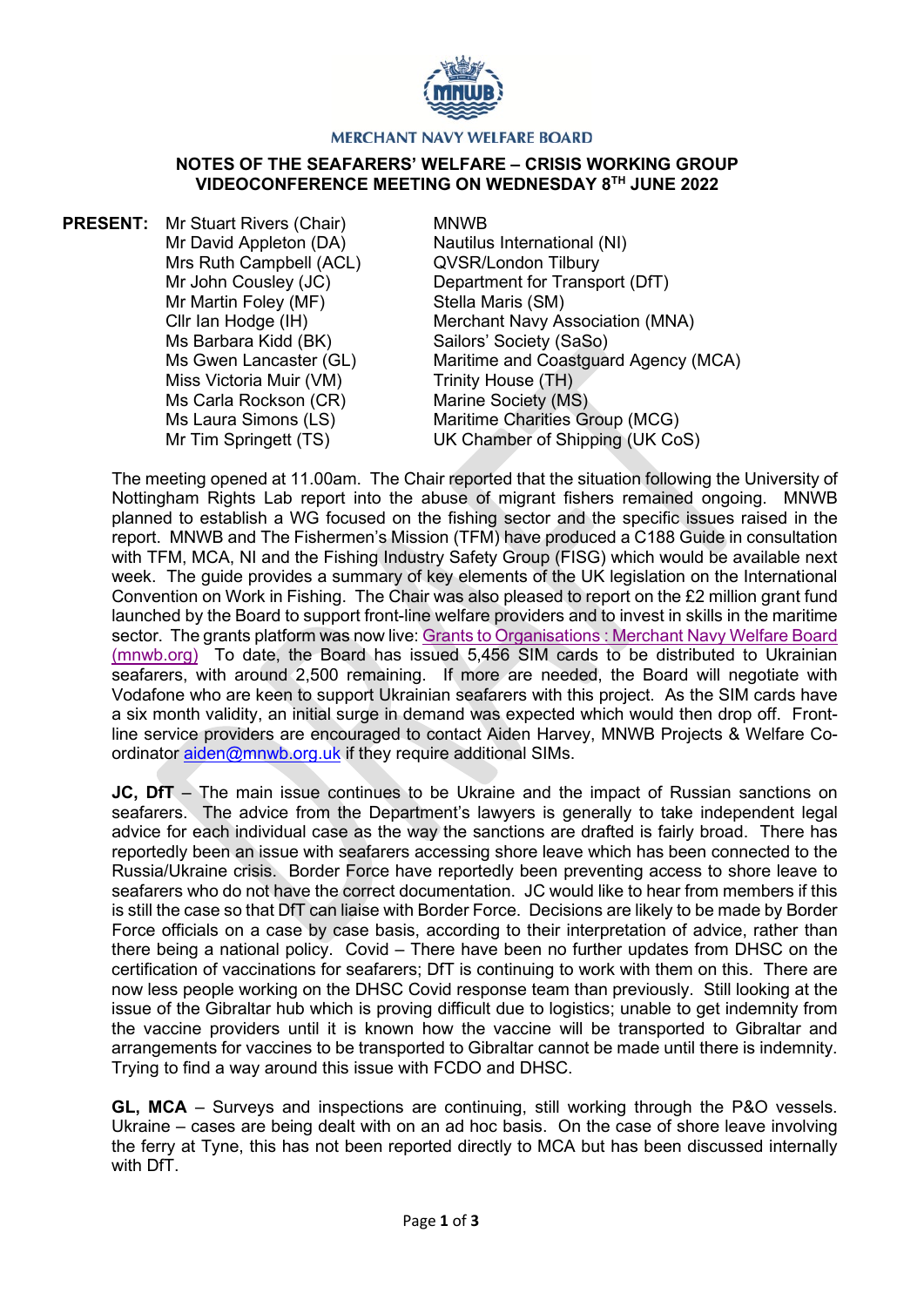MERCHANT NAVY WELFARE BOARD

**NOTES OF THE SEAFARERS' WELFARE – CRISIS WORKING GROUP VIDEOCONFERENCE MEETING ON WEDNESDAY 8TH JUNE 2022**

| **PRESENT:** | | |
|---|---|---|
| | Mr Stuart Rivers (Chair) | MNWB |
| | Mr David Appleton (DA) | Nautilus International (NI) |
| | Mrs Ruth Campbell (ACL) | QVSR/London Tilbury |
| | Mr John Cousley (JC) | Department for Transport (DfT) |
| | Mr Martin Foley (MF) | Stella Maris (SM) |
| | Cllr Ian Hodge (IH) | Merchant Navy Association (MNA) |
| | Ms Barbara Kidd (BK) | Sailors' Society (SaSo) |
| | Ms Gwen Lancaster (GL) | Maritime and Coastguard Agency (MCA) |
| | Miss Victoria Muir (VM) | Trinity House (TH) |
| | Ms Carla Rockson (CR) | Marine Society (MS) |
| | Ms Laura Simons (LS) | Maritime Charities Group (MCG) |
| | Mr Tim Springett (TS) | UK Chamber of Shipping (UK CoS) |

The meeting opened at 11.00am. The Chair reported that the situation following the University of Nottingham Rights Lab report into the abuse of migrant fishers remained ongoing. MNWB planned to establish a WG focused on the fishing sector and the specific issues raised in the report. MNWB and The Fishermen's Mission (TFM) have produced a C188 Guide in consultation with TFM, MCA, NI and the Fishing Industry Safety Group (FISG) which would be available next week. The guide provides a summary of key elements of the UK legislation on the International Convention on Work in Fishing. The Chair was also pleased to report on the £2 million grant fund launched by the Board to support front-line welfare providers and to invest in skills in the maritime sector. The grants platform was now live: [Grants to Organisations : Merchant Navy Welfare Board (mnwb.org)](mnwb.org) To date, the Board has issued 5,456 SIM cards to be distributed to Ukrainian seafarers, with around 2,500 remaining. If more are needed, the Board will negotiate with Vodafone who are keen to support Ukrainian seafarers with this project. As the SIM cards have a six month validity, an initial surge in demand was expected which would then drop off. Front-line service providers are encouraged to contact Aiden Harvey, MNWB Projects & Welfare Co-ordinator [aiden@mnwb.org.uk](mailto:aiden@mnwb.org.uk) if they require additional SIMs.

**JC, DfT** – The main issue continues to be Ukraine and the impact of Russian sanctions on seafarers. The advice from the Department's lawyers is generally to take independent legal advice for each individual case as the way the sanctions are drafted is fairly broad. There has reportedly been an issue with seafarers accessing shore leave which has been connected to the Russia/Ukraine crisis. Border Force have reportedly been preventing access to shore leave to seafarers who do not have the correct documentation. JC would like to hear from members if this is still the case so that DfT can liaise with Border Force. Decisions are likely to be made by Border Force officials on a case by case basis, according to their interpretation of advice, rather than there being a national policy. Covid – There have been no further updates from DHSC on the certification of vaccinations for seafarers; DfT is continuing to work with them on this. There are now less people working on the DHSC Covid response team than previously. Still looking at the issue of the Gibraltar hub which is proving difficult due to logistics; unable to get indemnity from the vaccine providers until it is known how the vaccine will be transported to Gibraltar and arrangements for vaccines to be transported to Gibraltar cannot be made until there is indemnity. Trying to find a way around this issue with FCDO and DHSC.

**GL, MCA** – Surveys and inspections are continuing, still working through the P&O vessels. Ukraine – cases are being dealt with on an ad hoc basis. On the case of shore leave involving the ferry at Tyne, this has not been reported directly to MCA but has been discussed internally with DfT.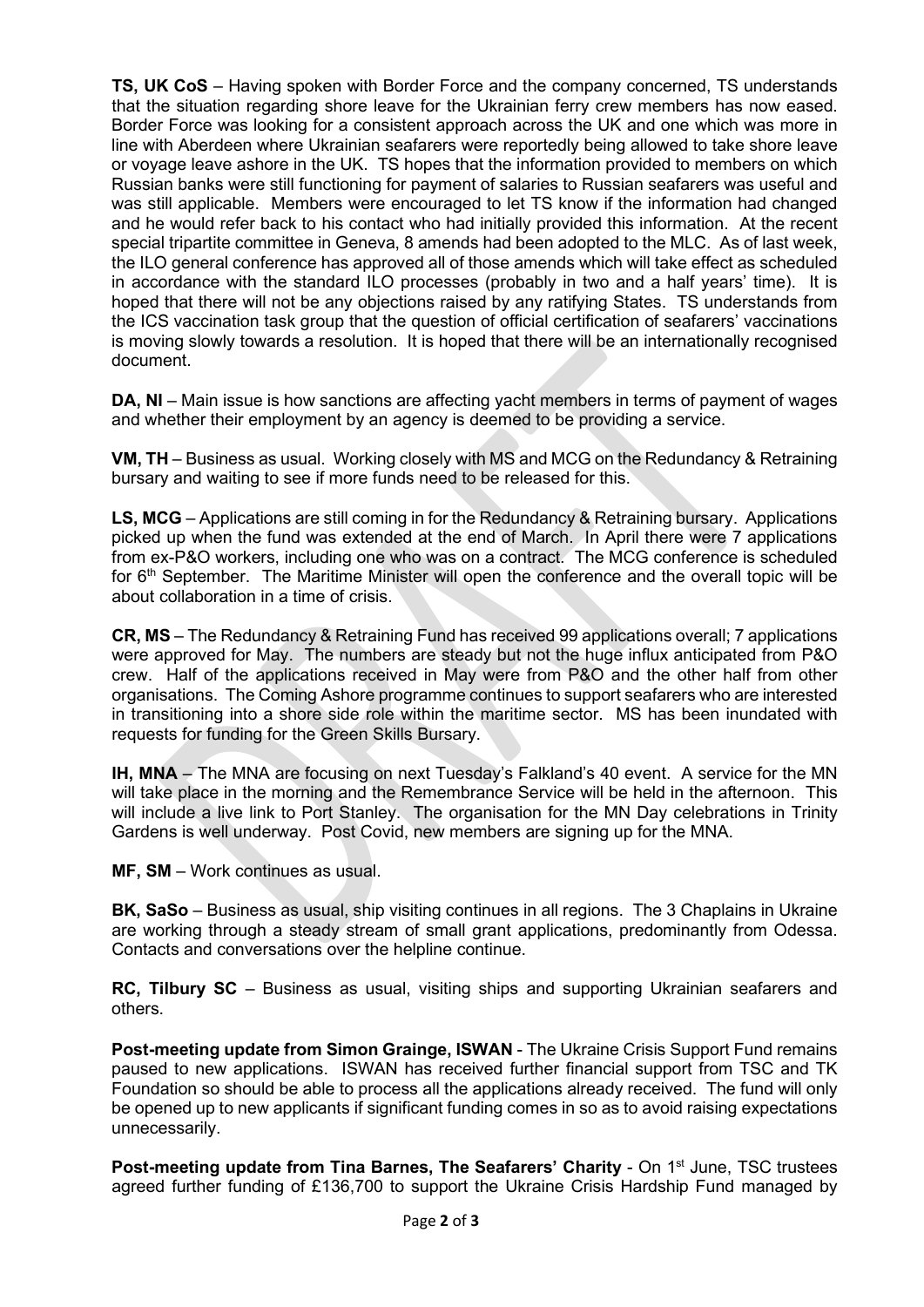**TS, UK CoS** – Having spoken with Border Force and the company concerned, TS understands that the situation regarding shore leave for the Ukrainian ferry crew members has now eased. Border Force was looking for a consistent approach across the UK and one which was more in line with Aberdeen where Ukrainian seafarers were reportedly being allowed to take shore leave or voyage leave ashore in the UK. TS hopes that the information provided to members on which Russian banks were still functioning for payment of salaries to Russian seafarers was useful and was still applicable. Members were encouraged to let TS know if the information had changed and he would refer back to his contact who had initially provided this information. At the recent special tripartite committee in Geneva, 8 amends had been adopted to the MLC. As of last week, the ILO general conference has approved all of those amends which will take effect as scheduled in accordance with the standard ILO processes (probably in two and a half years' time). It is hoped that there will not be any objections raised by any ratifying States. TS understands from the ICS vaccination task group that the question of official certification of seafarers' vaccinations is moving slowly towards a resolution. It is hoped that there will be an internationally recognised document.

**DA, NI** – Main issue is how sanctions are affecting yacht members in terms of payment of wages and whether their employment by an agency is deemed to be providing a service.

**VM, TH** – Business as usual. Working closely with MS and MCG on the Redundancy & Retraining bursary and waiting to see if more funds need to be released for this.

**LS, MCG** – Applications are still coming in for the Redundancy & Retraining bursary. Applications picked up when the fund was extended at the end of March. In April there were 7 applications from ex-P&O workers, including one who was on a contract. The MCG conference is scheduled for 6th September. The Maritime Minister will open the conference and the overall topic will be about collaboration in a time of crisis.

**CR, MS** – The Redundancy & Retraining Fund has received 99 applications overall; 7 applications were approved for May. The numbers are steady but not the huge influx anticipated from P&O crew. Half of the applications received in May were from P&O and the other half from other organisations. The Coming Ashore programme continues to support seafarers who are interested in transitioning into a shore side role within the maritime sector. MS has been inundated with requests for funding for the Green Skills Bursary.

**IH, MNA** – The MNA are focusing on next Tuesday's Falkland's 40 event. A service for the MN will take place in the morning and the Remembrance Service will be held in the afternoon. This will include a live link to Port Stanley. The organisation for the MN Day celebrations in Trinity Gardens is well underway. Post Covid, new members are signing up for the MNA.

**MF, SM** – Work continues as usual.

**BK, SaSo** – Business as usual, ship visiting continues in all regions. The 3 Chaplains in Ukraine are working through a steady stream of small grant applications, predominantly from Odessa. Contacts and conversations over the helpline continue.

**RC, Tilbury SC** – Business as usual, visiting ships and supporting Ukrainian seafarers and others.

**Post-meeting update from Simon Grainge, ISWAN** - The Ukraine Crisis Support Fund remains paused to new applications. ISWAN has received further financial support from TSC and TK Foundation so should be able to process all the applications already received. The fund will only be opened up to new applicants if significant funding comes in so as to avoid raising expectations unnecessarily.

**Post-meeting update from Tina Barnes, The Seafarers' Charity** - On 1st June, TSC trustees agreed further funding of £136,700 to support the Ukraine Crisis Hardship Fund managed by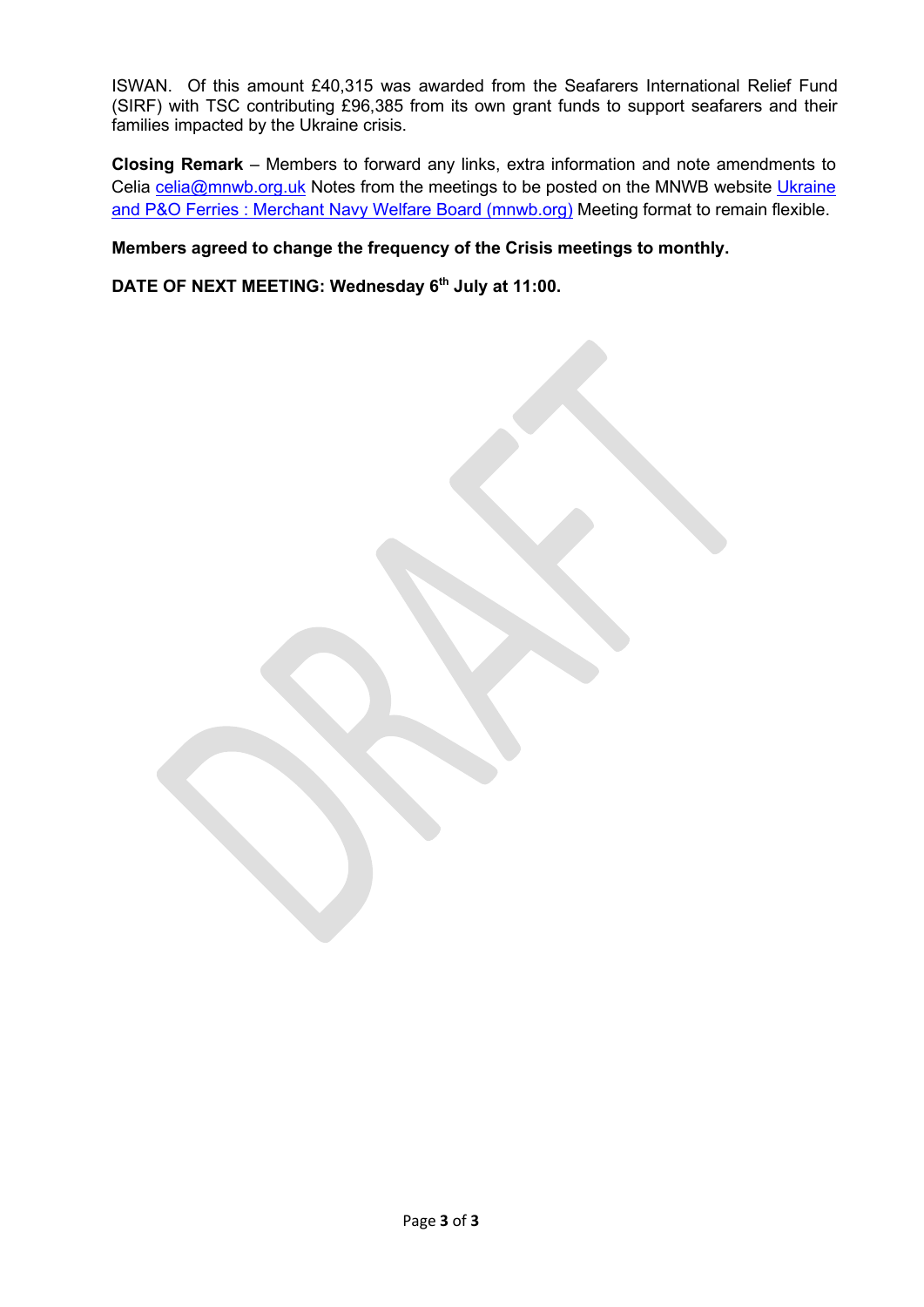ISWAN. Of this amount £40,315 was awarded from the Seafarers International Relief Fund (SIRF) with TSC contributing £96,385 from its own grant funds to support seafarers and their families impacted by the Ukraine crisis.

**Closing Remark** – Members to forward any links, extra information and note amendments to Celia celia@mnwb.org.uk Notes from the meetings to be posted on the MNWB website Ukraine and P&O Ferries : Merchant Navy Welfare Board (mnwb.org) Meeting format to remain flexible.

**Members agreed to change the frequency of the Crisis meetings to monthly.**

**DATE OF NEXT MEETING: Wednesday 6th July at 11:00.**